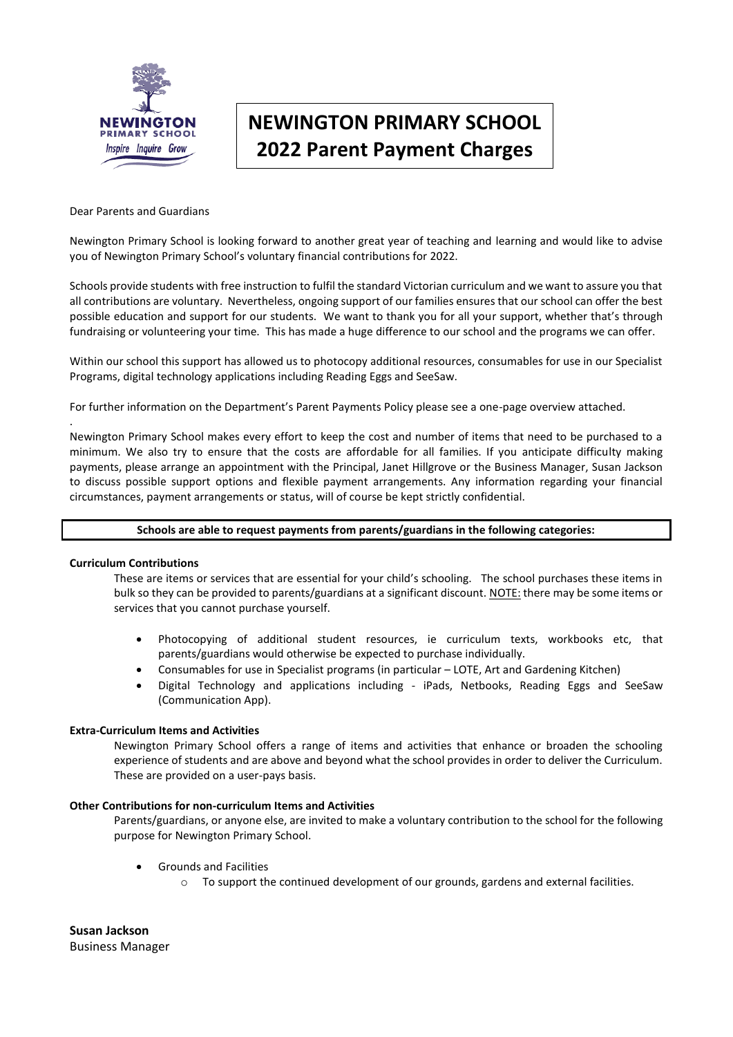# NEWINGTON PRIMARY SCHOOL
# 2022 Parent Payment Charges

Dear Parents and Guardians

Newington Primary School is looking forward to another great year of teaching and learning and would like to advise you of Newington Primary School's voluntary financial contributions for 2022.

Schools provide students with free instruction to fulfil the standard Victorian curriculum and we want to assure you that all contributions are voluntary. Nevertheless, ongoing support of our families ensures that our school can offer the best possible education and support for our students. We want to thank you for all your support, whether that's through fundraising or volunteering your time. This has made a huge difference to our school and the programs we can offer.

Within our school this support has allowed us to photocopy additional resources, consumables for use in our Specialist Programs, digital technology applications including Reading Eggs and SeeSaw.

For further information on the Department's Parent Payments Policy please see a one-page overview attached.

.

Newington Primary School makes every effort to keep the cost and number of items that need to be purchased to a minimum. We also try to ensure that the costs are affordable for all families. If you anticipate difficulty making payments, please arrange an appointment with the Principal, Janet Hillgrove or the Business Manager, Susan Jackson to discuss possible support options and flexible payment arrangements. Any information regarding your financial circumstances, payment arrangements or status, will of course be kept strictly confidential.

**Schools are able to request payments from parents/guardians in the following categories:**

**Curriculum Contributions**

These are items or services that are essential for your child's schooling. The school purchases these items in bulk so they can be provided to parents/guardians at a significant discount. NOTE: there may be some items or services that you cannot purchase yourself.

- Photocopying of additional student resources, ie curriculum texts, workbooks etc, that parents/guardians would otherwise be expected to purchase individually.
- Consumables for use in Specialist programs (in particular – LOTE, Art and Gardening Kitchen)
- Digital Technology and applications including - iPads, Netbooks, Reading Eggs and SeeSaw (Communication App).

**Extra-Curriculum Items and Activities**

Newington Primary School offers a range of items and activities that enhance or broaden the schooling experience of students and are above and beyond what the school provides in order to deliver the Curriculum. These are provided on a user-pays basis.

**Other Contributions for non-curriculum Items and Activities**

Parents/guardians, or anyone else, are invited to make a voluntary contribution to the school for the following purpose for Newington Primary School.

- Grounds and Facilities
  - To support the continued development of our grounds, gardens and external facilities.

**Susan Jackson**
Business Manager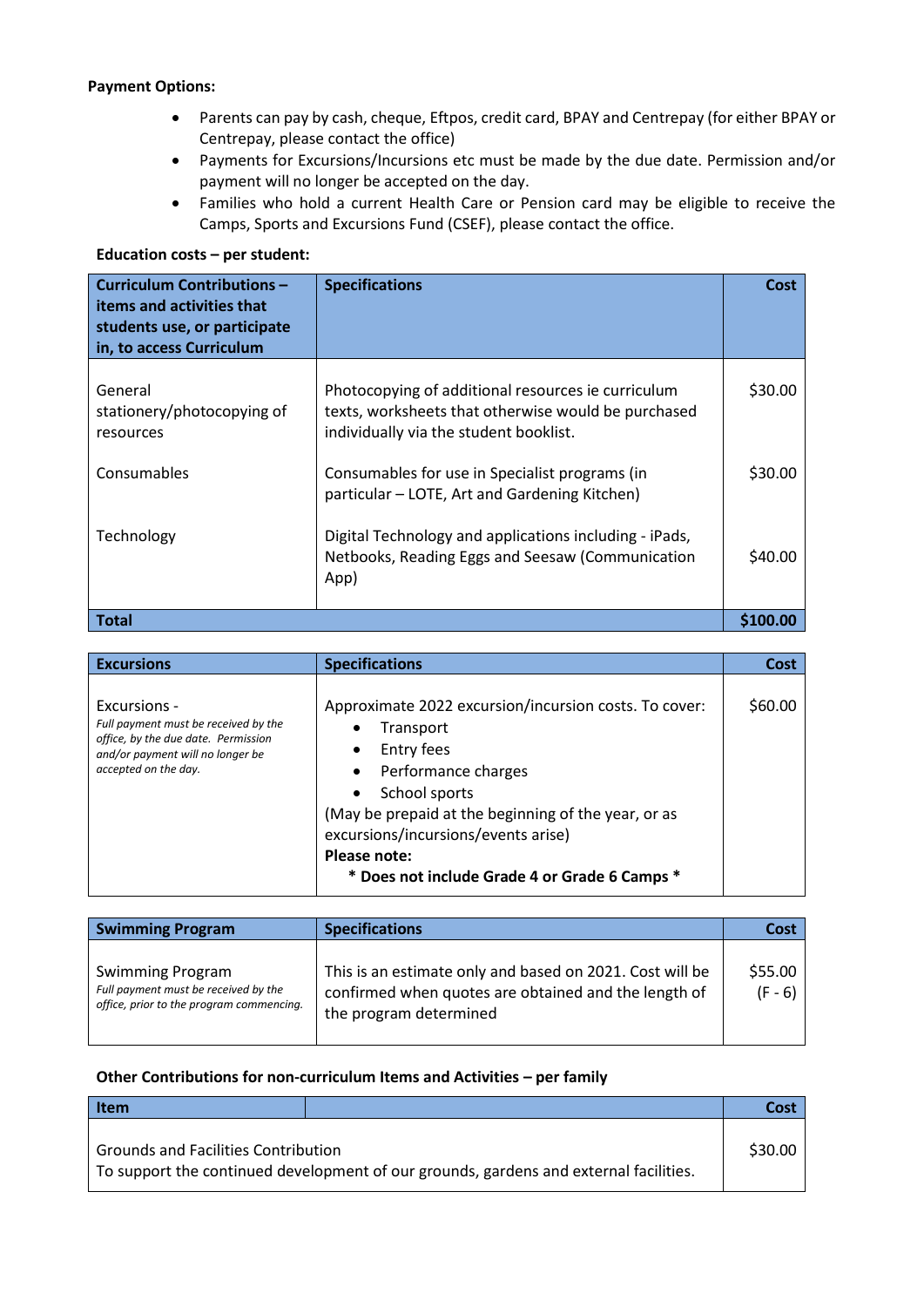**Payment Options:**

- Parents can pay by cash, cheque, Eftpos, credit card, BPAY and Centrepay (for either BPAY or Centrepay, please contact the office)
- Payments for Excursions/Incursions etc must be made by the due date. Permission and/or payment will no longer be accepted on the day.
- Families who hold a current Health Care or Pension card may be eligible to receive the Camps, Sports and Excursions Fund (CSEF), please contact the office.

**Education costs – per student:**

| Curriculum Contributions – items and activities that students use, or participate in, to access Curriculum | Specifications | Cost |
|---|---|---|
| General stationery/photocopying of resources | Photocopying of additional resources ie curriculum texts, worksheets that otherwise would be purchased individually via the student booklist. | $30.00 |
| Consumables | Consumables for use in Specialist programs (in particular – LOTE, Art and Gardening Kitchen) | $30.00 |
| Technology | Digital Technology and applications including - iPads, Netbooks, Reading Eggs and Seesaw (Communication App) | $40.00 |
| **Total** | | **$100.00** |

| Excursions | Specifications | Cost |
|---|---|---|
| Excursions - *Full payment must be received by the office, by the due date. Permission and/or payment will no longer be accepted on the day.* | Approximate 2022 excursion/incursion costs. To cover: <br>• Transport <br>• Entry fees <br>• Performance charges <br>• School sports <br>(May be prepaid at the beginning of the year, or as excursions/incursions/events arise) <br>**Please note:** <br>**\* Does not include Grade 4 or Grade 6 Camps \*** | $60.00 |

| Swimming Program | Specifications | Cost |
|---|---|---|
| Swimming Program *Full payment must be received by the office, prior to the program commencing.* | This is an estimate only and based on 2021. Cost will be confirmed when quotes are obtained and the length of the program determined | $55.00 (F - 6) |

**Other Contributions for non-curriculum Items and Activities – per family**

| Item | | Cost |
|---|---|---|
| Grounds and Facilities Contribution <br>To support the continued development of our grounds, gardens and external facilities. | | $30.00 |